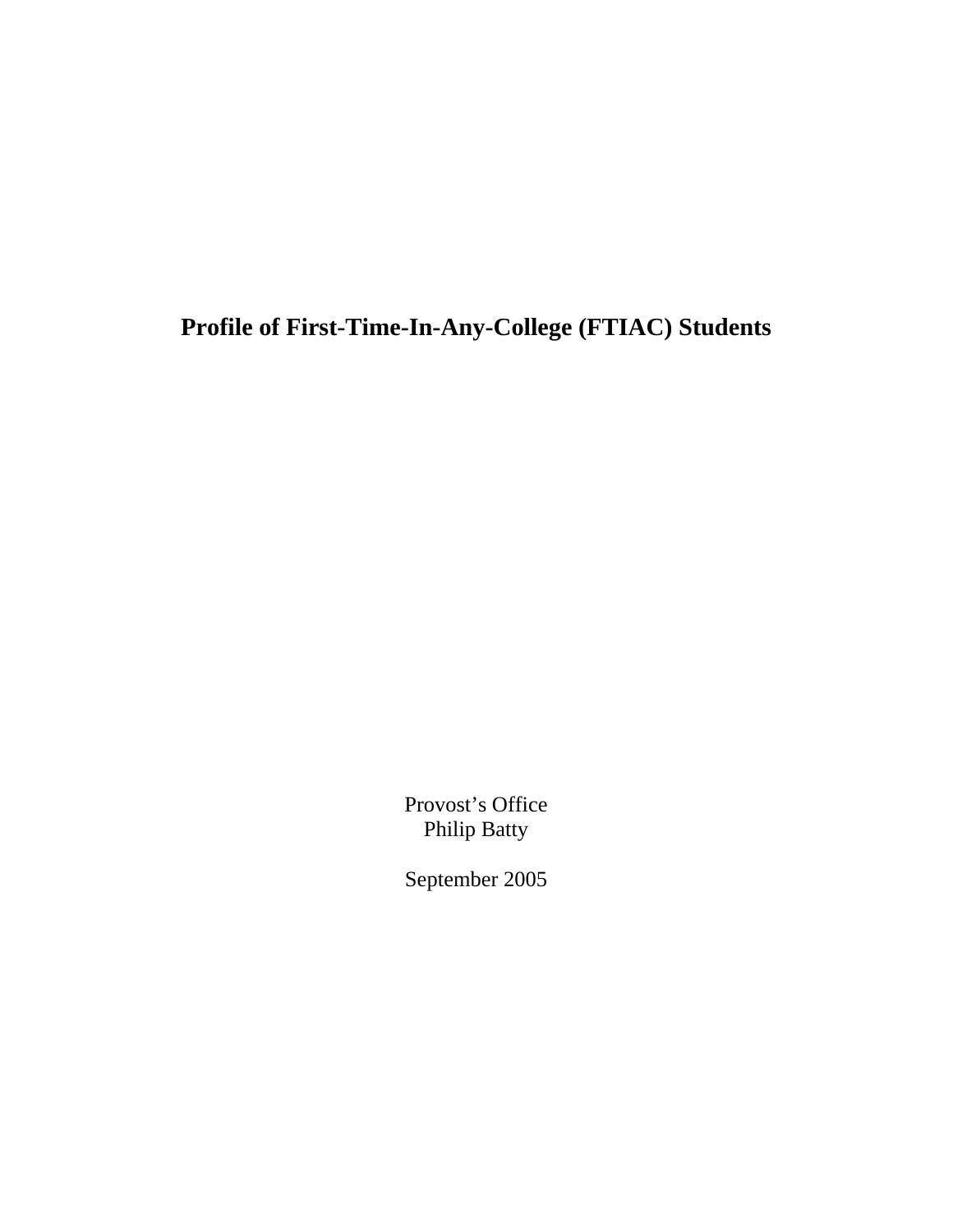# Profile of First-Time-In-Any-College (FTIAC) Students

Provost's Office
Philip Batty

September 2005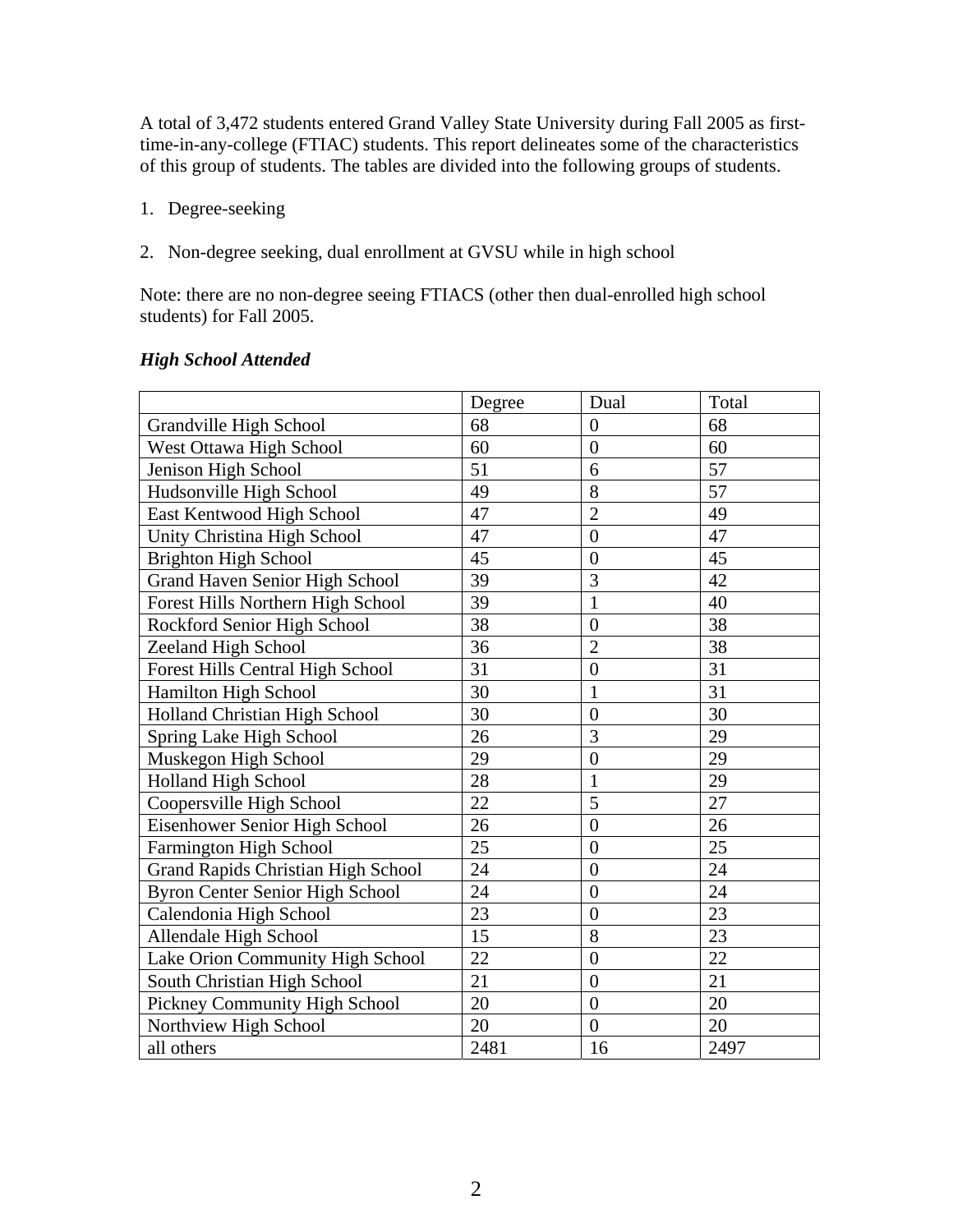A total of 3,472 students entered Grand Valley State University during Fall 2005 as first-time-in-any-college (FTIAC) students. This report delineates some of the characteristics of this group of students. The tables are divided into the following groups of students.

1. Degree-seeking

2. Non-degree seeking, dual enrollment at GVSU while in high school

Note: there are no non-degree seeing FTIACS (other then dual-enrolled high school students) for Fall 2005.

***High School Attended***

| | Degree | Dual | Total |
|---|---|---|---|
| Grandville High School | 68 | 0 | 68 |
| West Ottawa High School | 60 | 0 | 60 |
| Jenison High School | 51 | 6 | 57 |
| Hudsonville High School | 49 | 8 | 57 |
| East Kentwood High School | 47 | 2 | 49 |
| Unity Christina High School | 47 | 0 | 47 |
| Brighton High School | 45 | 0 | 45 |
| Grand Haven Senior High School | 39 | 3 | 42 |
| Forest Hills Northern High School | 39 | 1 | 40 |
| Rockford Senior High School | 38 | 0 | 38 |
| Zeeland High School | 36 | 2 | 38 |
| Forest Hills Central High School | 31 | 0 | 31 |
| Hamilton High School | 30 | 1 | 31 |
| Holland Christian High School | 30 | 0 | 30 |
| Spring Lake High School | 26 | 3 | 29 |
| Muskegon High School | 29 | 0 | 29 |
| Holland High School | 28 | 1 | 29 |
| Coopersville High School | 22 | 5 | 27 |
| Eisenhower Senior High School | 26 | 0 | 26 |
| Farmington High School | 25 | 0 | 25 |
| Grand Rapids Christian High School | 24 | 0 | 24 |
| Byron Center Senior High School | 24 | 0 | 24 |
| Calendonia High School | 23 | 0 | 23 |
| Allendale High School | 15 | 8 | 23 |
| Lake Orion Community High School | 22 | 0 | 22 |
| South Christian High School | 21 | 0 | 21 |
| Pickney Community High School | 20 | 0 | 20 |
| Northview High School | 20 | 0 | 20 |
| all others | 2481 | 16 | 2497 |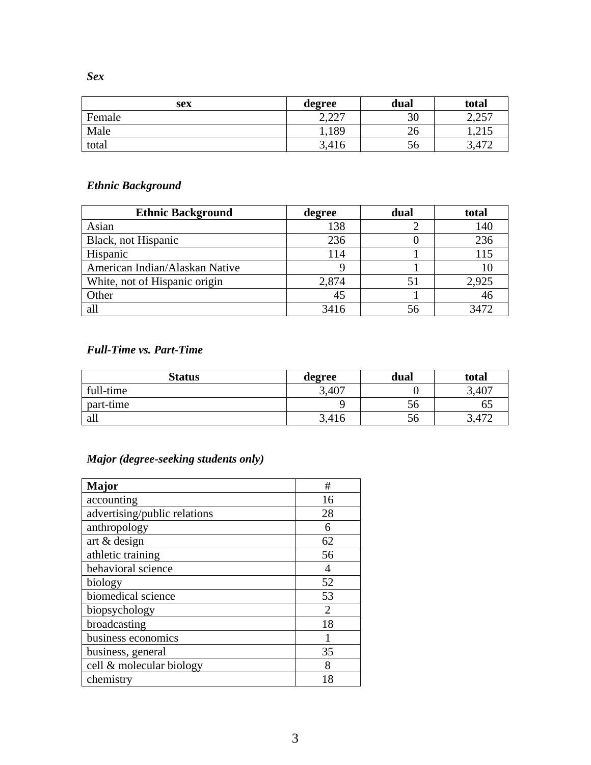***Sex***

| sex | degree | dual | total |
|---|---|---|---|
| Female | 2,227 | 30 | 2,257 |
| Male | 1,189 | 26 | 1,215 |
| total | 3,416 | 56 | 3,472 |

***Ethnic Background***

| Ethnic Background | degree | dual | total |
|---|---|---|---|
| Asian | 138 | 2 | 140 |
| Black, not Hispanic | 236 | 0 | 236 |
| Hispanic | 114 | 1 | 115 |
| American Indian/Alaskan Native | 9 | 1 | 10 |
| White, not of Hispanic origin | 2,874 | 51 | 2,925 |
| Other | 45 | 1 | 46 |
| all | 3416 | 56 | 3472 |

***Full-Time vs. Part-Time***

| Status | degree | dual | total |
|---|---|---|---|
| full-time | 3,407 | 0 | 3,407 |
| part-time | 9 | 56 | 65 |
| all | 3,416 | 56 | 3,472 |

***Major (degree-seeking students only)***

| Major | # |
|---|---|
| accounting | 16 |
| advertising/public relations | 28 |
| anthropology | 6 |
| art & design | 62 |
| athletic training | 56 |
| behavioral science | 4 |
| biology | 52 |
| biomedical science | 53 |
| biopsychology | 2 |
| broadcasting | 18 |
| business economics | 1 |
| business, general | 35 |
| cell & molecular biology | 8 |
| chemistry | 18 |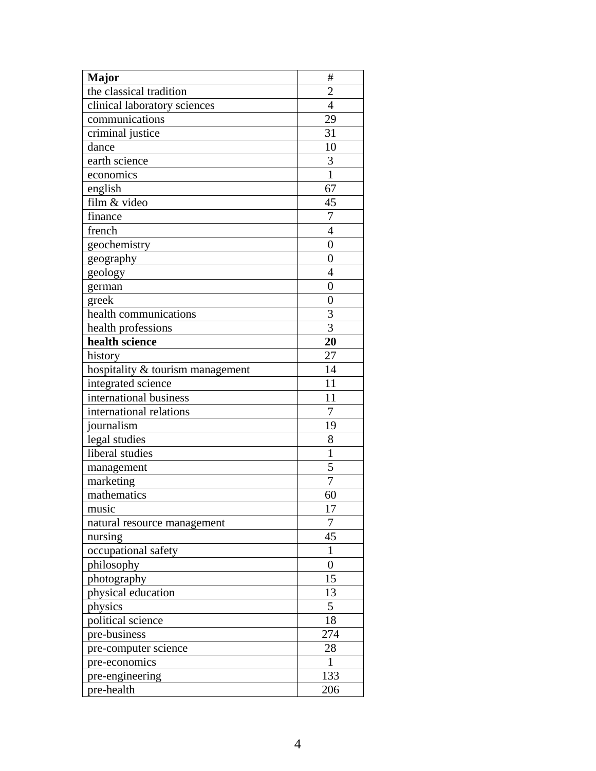| **Major** | # |
|---|---|
| the classical tradition | 2 |
| clinical laboratory sciences | 4 |
| communications | 29 |
| criminal justice | 31 |
| dance | 10 |
| earth science | 3 |
| economics | 1 |
| english | 67 |
| film & video | 45 |
| finance | 7 |
| french | 4 |
| geochemistry | 0 |
| geography | 0 |
| geology | 4 |
| german | 0 |
| greek | 0 |
| health communications | 3 |
| health professions | 3 |
| **health science** | **20** |
| history | 27 |
| hospitality & tourism management | 14 |
| integrated science | 11 |
| international business | 11 |
| international relations | 7 |
| journalism | 19 |
| legal studies | 8 |
| liberal studies | 1 |
| management | 5 |
| marketing | 7 |
| mathematics | 60 |
| music | 17 |
| natural resource management | 7 |
| nursing | 45 |
| occupational safety | 1 |
| philosophy | 0 |
| photography | 15 |
| physical education | 13 |
| physics | 5 |
| political science | 18 |
| pre-business | 274 |
| pre-computer science | 28 |
| pre-economics | 1 |
| pre-engineering | 133 |
| pre-health | 206 |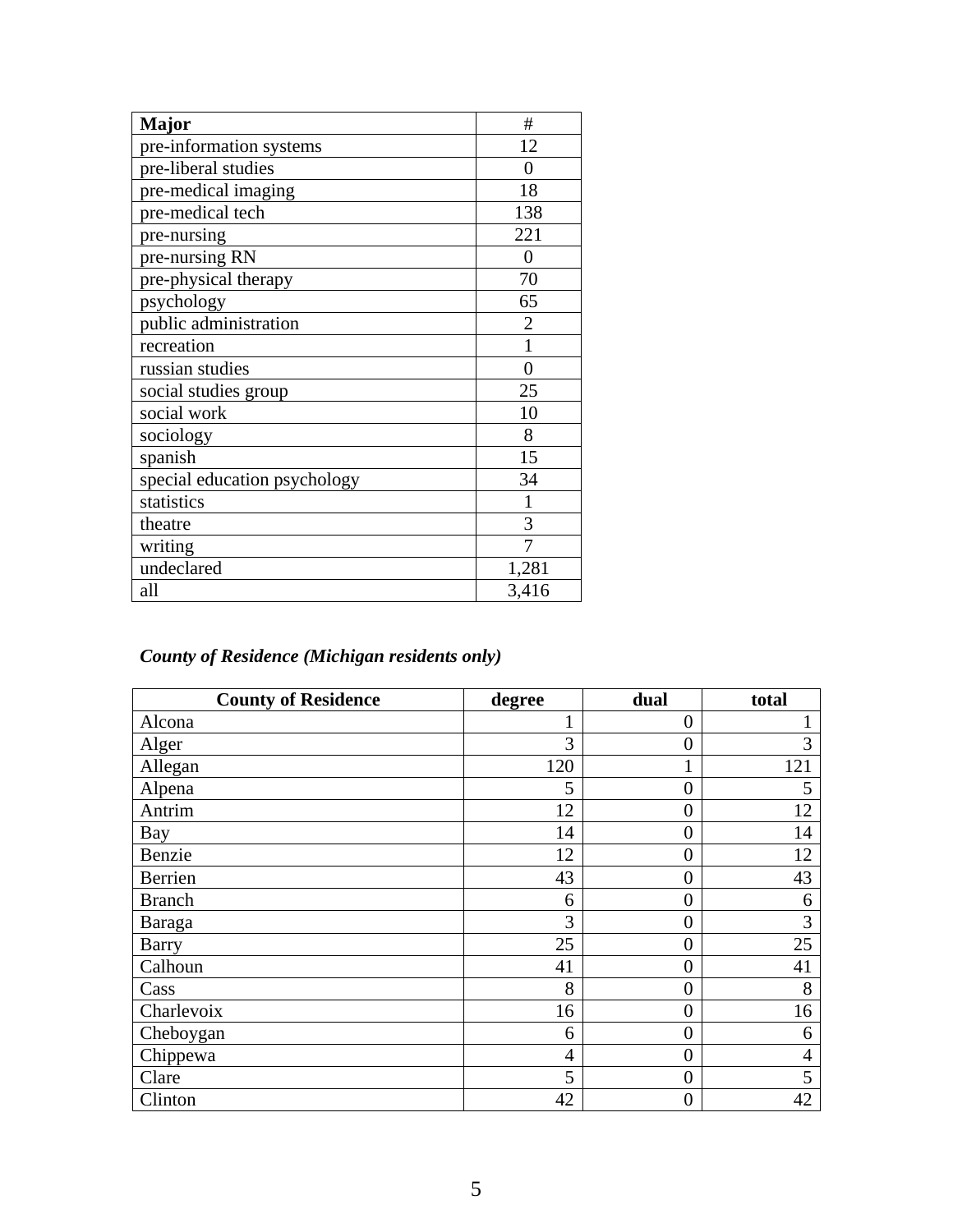| Major | # |
|---|---|
| pre-information systems | 12 |
| pre-liberal studies | 0 |
| pre-medical imaging | 18 |
| pre-medical tech | 138 |
| pre-nursing | 221 |
| pre-nursing RN | 0 |
| pre-physical therapy | 70 |
| psychology | 65 |
| public administration | 2 |
| recreation | 1 |
| russian studies | 0 |
| social studies group | 25 |
| social work | 10 |
| sociology | 8 |
| spanish | 15 |
| special education psychology | 34 |
| statistics | 1 |
| theatre | 3 |
| writing | 7 |
| undeclared | 1,281 |
| all | 3,416 |

***County of Residence (Michigan residents only)***

| County of Residence | degree | dual | total |
|---|---|---|---|
| Alcona | 1 | 0 | 1 |
| Alger | 3 | 0 | 3 |
| Allegan | 120 | 1 | 121 |
| Alpena | 5 | 0 | 5 |
| Antrim | 12 | 0 | 12 |
| Bay | 14 | 0 | 14 |
| Benzie | 12 | 0 | 12 |
| Berrien | 43 | 0 | 43 |
| Branch | 6 | 0 | 6 |
| Baraga | 3 | 0 | 3 |
| Barry | 25 | 0 | 25 |
| Calhoun | 41 | 0 | 41 |
| Cass | 8 | 0 | 8 |
| Charlevoix | 16 | 0 | 16 |
| Cheboygan | 6 | 0 | 6 |
| Chippewa | 4 | 0 | 4 |
| Clare | 5 | 0 | 5 |
| Clinton | 42 | 0 | 42 |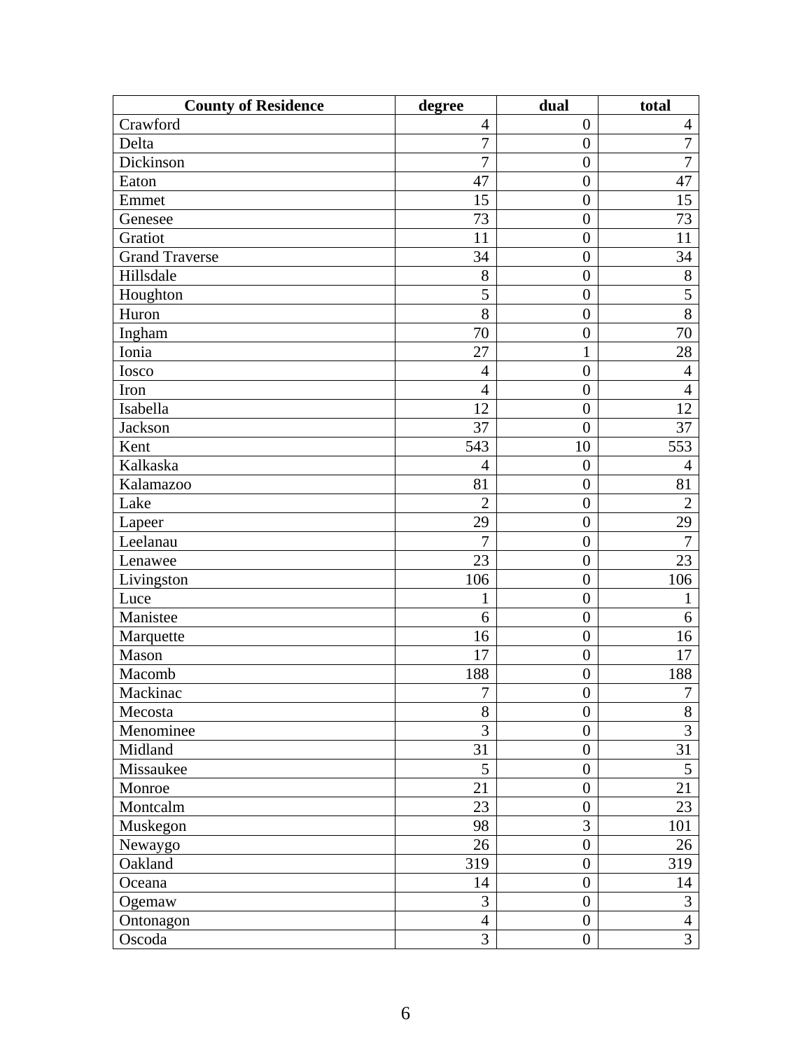| County of Residence | degree | dual | total |
|---|---|---|---|
| Crawford | 4 | 0 | 4 |
| Delta | 7 | 0 | 7 |
| Dickinson | 7 | 0 | 7 |
| Eaton | 47 | 0 | 47 |
| Emmet | 15 | 0 | 15 |
| Genesee | 73 | 0 | 73 |
| Gratiot | 11 | 0 | 11 |
| Grand Traverse | 34 | 0 | 34 |
| Hillsdale | 8 | 0 | 8 |
| Houghton | 5 | 0 | 5 |
| Huron | 8 | 0 | 8 |
| Ingham | 70 | 0 | 70 |
| Ionia | 27 | 1 | 28 |
| Iosco | 4 | 0 | 4 |
| Iron | 4 | 0 | 4 |
| Isabella | 12 | 0 | 12 |
| Jackson | 37 | 0 | 37 |
| Kent | 543 | 10 | 553 |
| Kalkaska | 4 | 0 | 4 |
| Kalamazoo | 81 | 0 | 81 |
| Lake | 2 | 0 | 2 |
| Lapeer | 29 | 0 | 29 |
| Leelanau | 7 | 0 | 7 |
| Lenawee | 23 | 0 | 23 |
| Livingston | 106 | 0 | 106 |
| Luce | 1 | 0 | 1 |
| Manistee | 6 | 0 | 6 |
| Marquette | 16 | 0 | 16 |
| Mason | 17 | 0 | 17 |
| Macomb | 188 | 0 | 188 |
| Mackinac | 7 | 0 | 7 |
| Mecosta | 8 | 0 | 8 |
| Menominee | 3 | 0 | 3 |
| Midland | 31 | 0 | 31 |
| Missaukee | 5 | 0 | 5 |
| Monroe | 21 | 0 | 21 |
| Montcalm | 23 | 0 | 23 |
| Muskegon | 98 | 3 | 101 |
| Newaygo | 26 | 0 | 26 |
| Oakland | 319 | 0 | 319 |
| Oceana | 14 | 0 | 14 |
| Ogemaw | 3 | 0 | 3 |
| Ontonagon | 4 | 0 | 4 |
| Oscoda | 3 | 0 | 3 |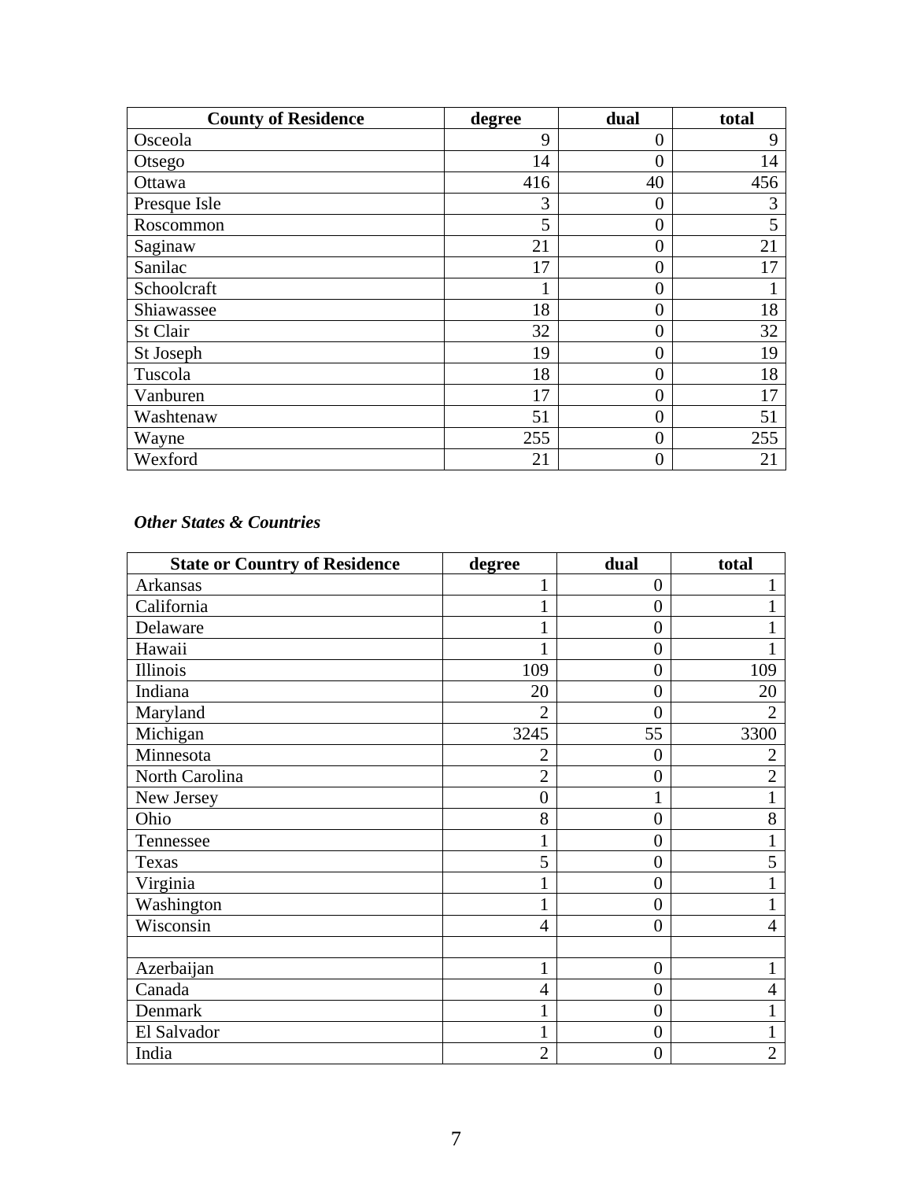| County of Residence | degree | dual | total |
|---|---|---|---|
| Osceola | 9 | 0 | 9 |
| Otsego | 14 | 0 | 14 |
| Ottawa | 416 | 40 | 456 |
| Presque Isle | 3 | 0 | 3 |
| Roscommon | 5 | 0 | 5 |
| Saginaw | 21 | 0 | 21 |
| Sanilac | 17 | 0 | 17 |
| Schoolcraft | 1 | 0 | 1 |
| Shiawassee | 18 | 0 | 18 |
| St Clair | 32 | 0 | 32 |
| St Joseph | 19 | 0 | 19 |
| Tuscola | 18 | 0 | 18 |
| Vanburen | 17 | 0 | 17 |
| Washtenaw | 51 | 0 | 51 |
| Wayne | 255 | 0 | 255 |
| Wexford | 21 | 0 | 21 |

***Other States & Countries***

| State or Country of Residence | degree | dual | total |
|---|---|---|---|
| Arkansas | 1 | 0 | 1 |
| California | 1 | 0 | 1 |
| Delaware | 1 | 0 | 1 |
| Hawaii | 1 | 0 | 1 |
| Illinois | 109 | 0 | 109 |
| Indiana | 20 | 0 | 20 |
| Maryland | 2 | 0 | 2 |
| Michigan | 3245 | 55 | 3300 |
| Minnesota | 2 | 0 | 2 |
| North Carolina | 2 | 0 | 2 |
| New Jersey | 0 | 1 | 1 |
| Ohio | 8 | 0 | 8 |
| Tennessee | 1 | 0 | 1 |
| Texas | 5 | 0 | 5 |
| Virginia | 1 | 0 | 1 |
| Washington | 1 | 0 | 1 |
| Wisconsin | 4 | 0 | 4 |
| | | | |
| Azerbaijan | 1 | 0 | 1 |
| Canada | 4 | 0 | 4 |
| Denmark | 1 | 0 | 1 |
| El Salvador | 1 | 0 | 1 |
| India | 2 | 0 | 2 |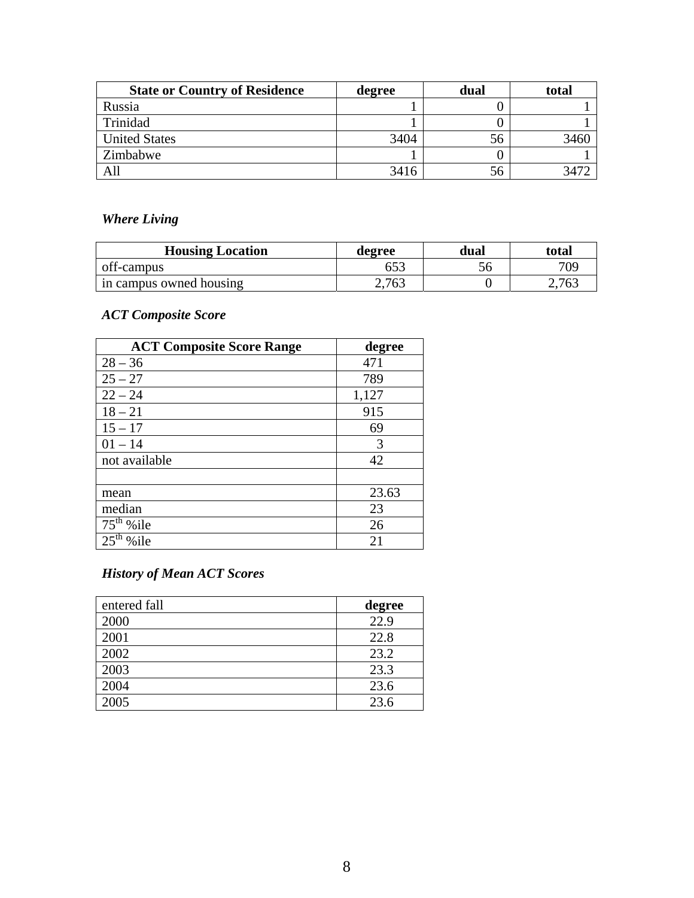| State or Country of Residence | degree | dual | total |
|---|---|---|---|
| Russia | 1 | 0 | 1 |
| Trinidad | 1 | 0 | 1 |
| United States | 3404 | 56 | 3460 |
| Zimbabwe | 1 | 0 | 1 |
| All | 3416 | 56 | 3472 |

***Where Living***

| Housing Location | degree | dual | total |
|---|---|---|---|
| off-campus | 653 | 56 | 709 |
| in campus owned housing | 2,763 | 0 | 2,763 |

***ACT Composite Score***

| ACT Composite Score Range | degree |
|---|---|
| 28 – 36 | 471 |
| 25 – 27 | 789 |
| 22 – 24 | 1,127 |
| 18 – 21 | 915 |
| 15 – 17 | 69 |
| 01 – 14 | 3 |
| not available | 42 |
| | |
| mean | 23.63 |
| median | 23 |
| 75th %ile | 26 |
| 25th %ile | 21 |

***History of Mean ACT Scores***

| entered fall | degree |
|---|---|
| 2000 | 22.9 |
| 2001 | 22.8 |
| 2002 | 23.2 |
| 2003 | 23.3 |
| 2004 | 23.6 |
| 2005 | 23.6 |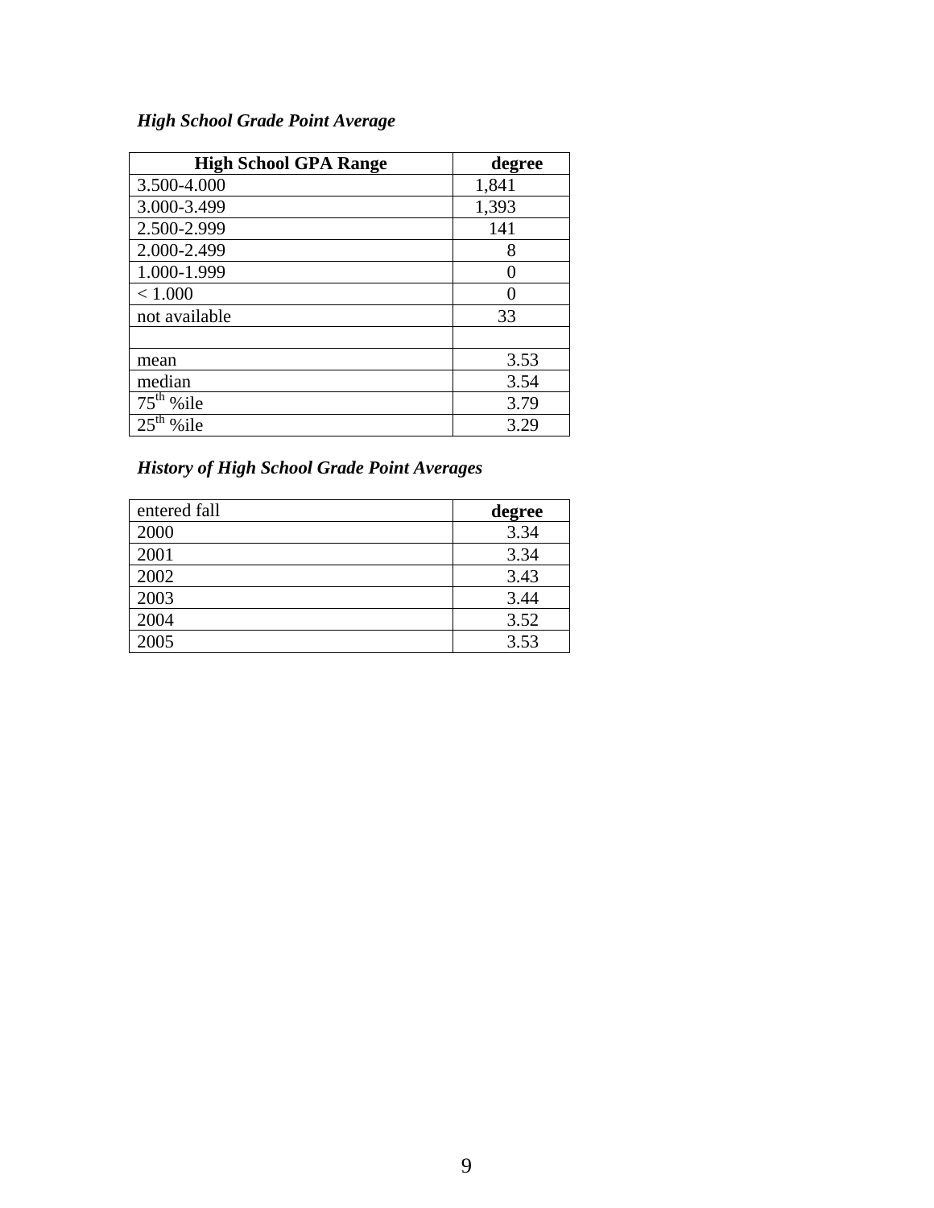### *High School Grade Point Average*

| High School GPA Range | degree |
|---|---|
| 3.500-4.000 | 1,841 |
| 3.000-3.499 | 1,393 |
| 2.500-2.999 | 141 |
| 2.000-2.499 | 8 |
| 1.000-1.999 | 0 |
| < 1.000 | 0 |
| not available | 33 |
| | |
| mean | 3.53 |
| median | 3.54 |
| $75^{th}$ %ile | 3.79 |
| $25^{th}$ %ile | 3.29 |

### *History of High School Grade Point Averages*

| entered fall | degree |
|---|---|
| 2000 | 3.34 |
| 2001 | 3.34 |
| 2002 | 3.43 |
| 2003 | 3.44 |
| 2004 | 3.52 |
| 2005 | 3.53 |